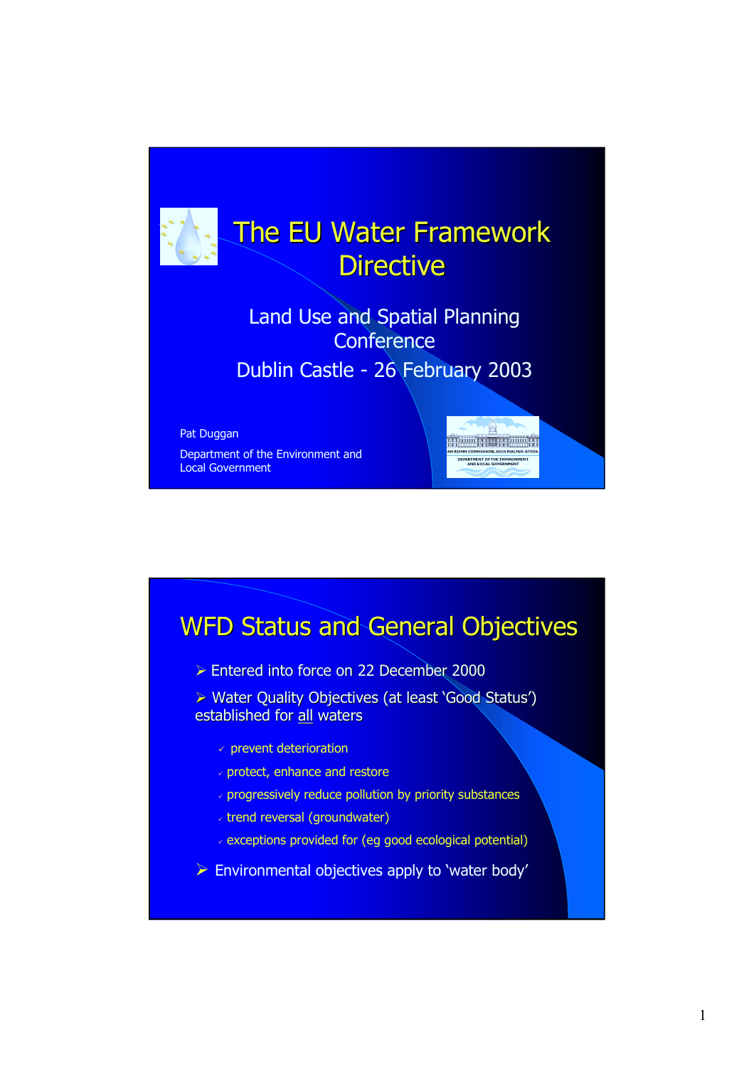# The EU Water Framework Directive

Land Use and Spatial Planning Conference

Dublin Castle - 26 February 2003

Pat Duggan

Department of the Environment and Local Government

AN ROINN COMHSHAOIL AGUS RIALTAIS ÁITIÚIL

DEPARTMENT OF THE ENVIRONMENT AND LOCAL GOVERNMENT

## WFD Status and General Objectives

- Entered into force on 22 December 2000
- Water Quality Objectives (at least 'Good Status') established for <u>all</u> waters
  - prevent deterioration
  - protect, enhance and restore
  - progressively reduce pollution by priority substances
  - trend reversal (groundwater)
  - exceptions provided for (eg good ecological potential)
- Environmental objectives apply to 'water body'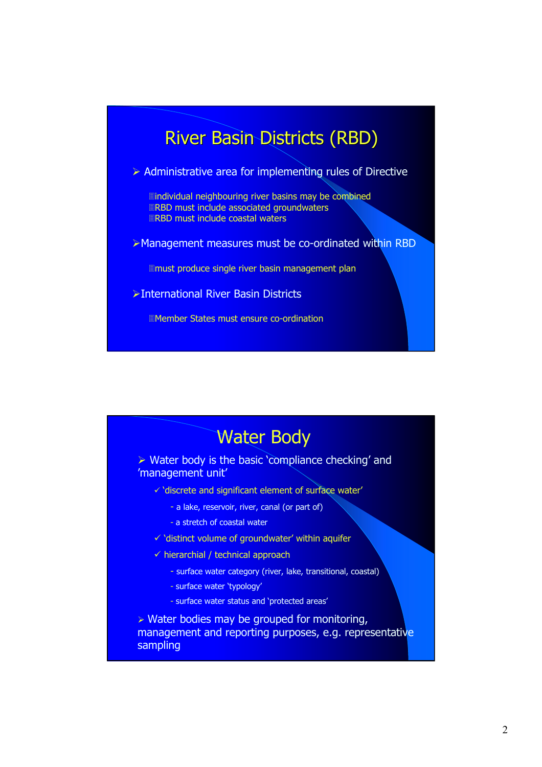## River Basin Districts (RBD)

- Administrative area for implementing rules of Directive
  - individual neighbouring river basins may be combined
  - RBD must include associated groundwaters
  - RBD must include coastal waters
- Management measures must be co-ordinated within RBD
  - must produce single river basin management plan
- International River Basin Districts
  - Member States must ensure co-ordination

## Water Body

- Water body is the basic 'compliance checking' and 'management unit'
  - ✓ 'discrete and significant element of surface water'
    - a lake, reservoir, river, canal (or part of)
    - a stretch of coastal water
  - ✓ 'distinct volume of groundwater' within aquifer
  - ✓ hierarchial / technical approach
    - surface water category (river, lake, transitional, coastal)
    - surface water 'typology'
    - surface water status and 'protected areas'
- Water bodies may be grouped for monitoring, management and reporting purposes, e.g. representative sampling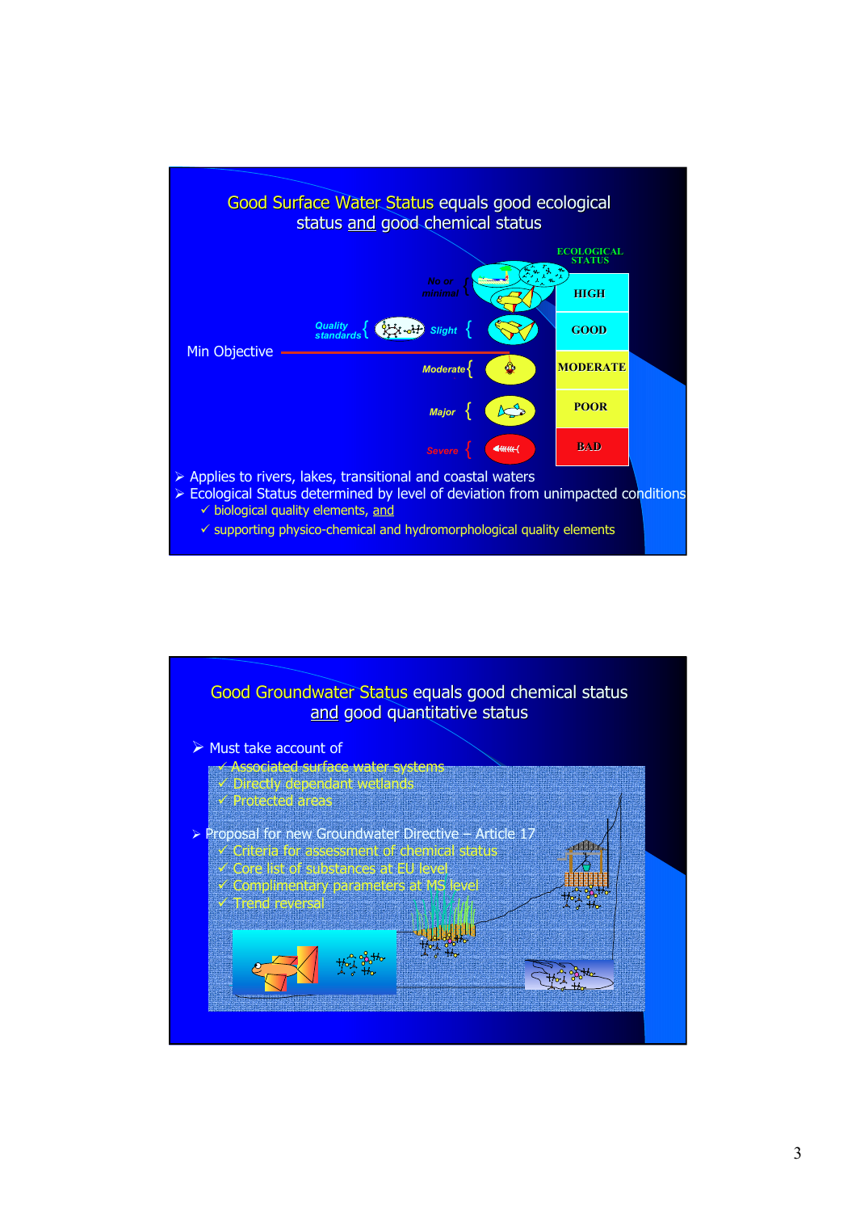## Good Surface Water Status equals good ecological status and good chemical status

| ECOLOGICAL STATUS | |
|---|---|
| No or minimal | HIGH |
| Quality standards / Slight | GOOD |
| Moderate | MODERATE |
| Major | POOR |
| Severe | BAD |

Min Objective

- Applies to rivers, lakes, transitional and coastal waters
- Ecological Status determined by level of deviation from unimpacted conditions
  - ✓ biological quality elements, and
  - ✓ supporting physico-chemical and hydromorphological quality elements

## Good Groundwater Status equals good chemical status and good quantitative status

- Must take account of
  - ✓ Associated surface water systems
  - ✓ Directly dependant wetlands
  - ✓ Protected areas
- Proposal for new Groundwater Directive – Article 17
  - ✓ Criteria for assessment of chemical status
  - ✓ Core list of substances at EU level
  - ✓ Complimentary parameters at MS level
  - ✓ Trend reversal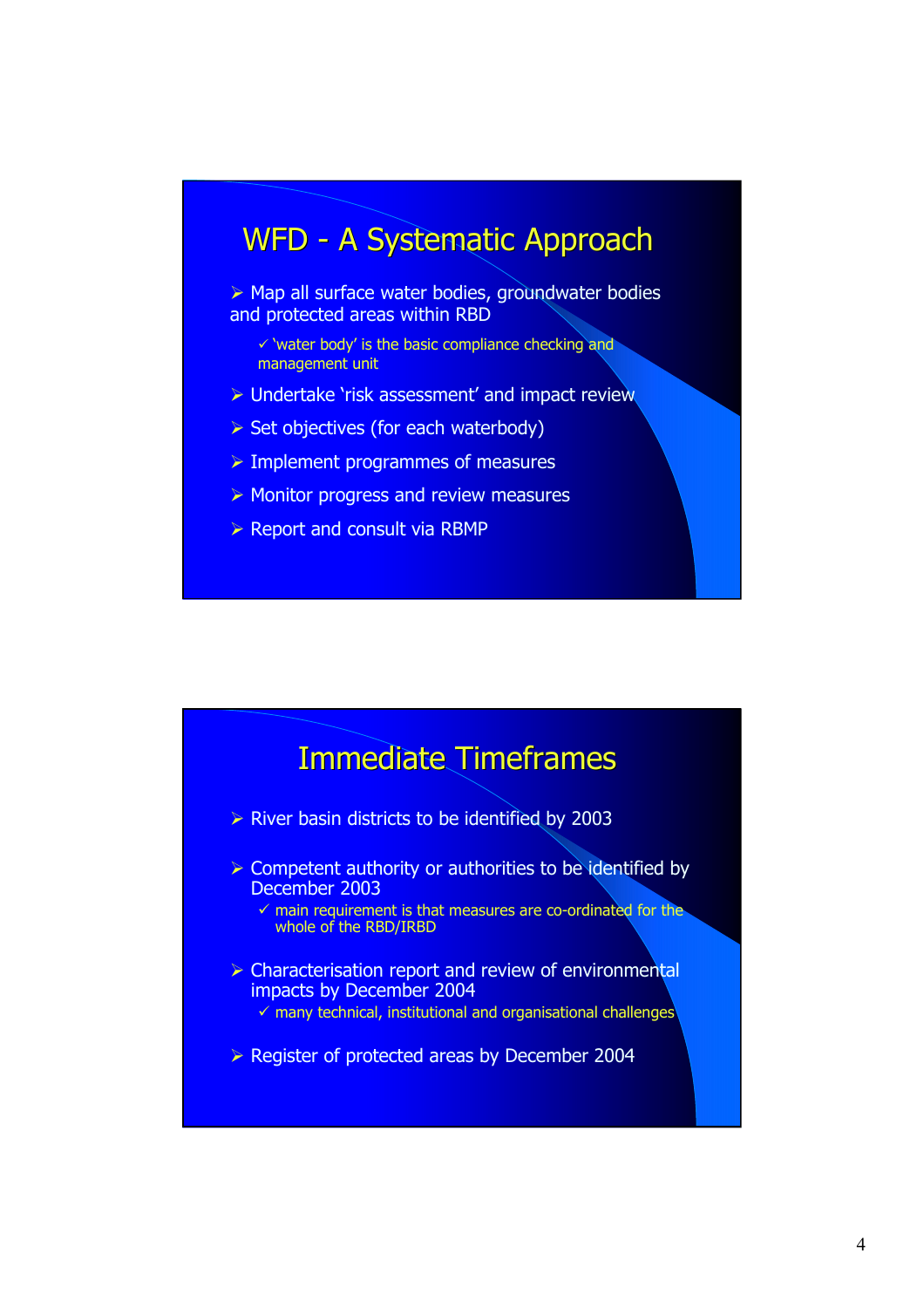## WFD - A Systematic Approach

- Map all surface water bodies, groundwater bodies and protected areas within RBD
  - ✓ 'water body' is the basic compliance checking and management unit
- Undertake 'risk assessment' and impact review
- Set objectives (for each waterbody)
- Implement programmes of measures
- Monitor progress and review measures
- Report and consult via RBMP

## Immediate Timeframes

- River basin districts to be identified by 2003
- Competent authority or authorities to be identified by December 2003
  - ✓ main requirement is that measures are co-ordinated for the whole of the RBD/IRBD
- Characterisation report and review of environmental impacts by December 2004
  - ✓ many technical, institutional and organisational challenges
- Register of protected areas by December 2004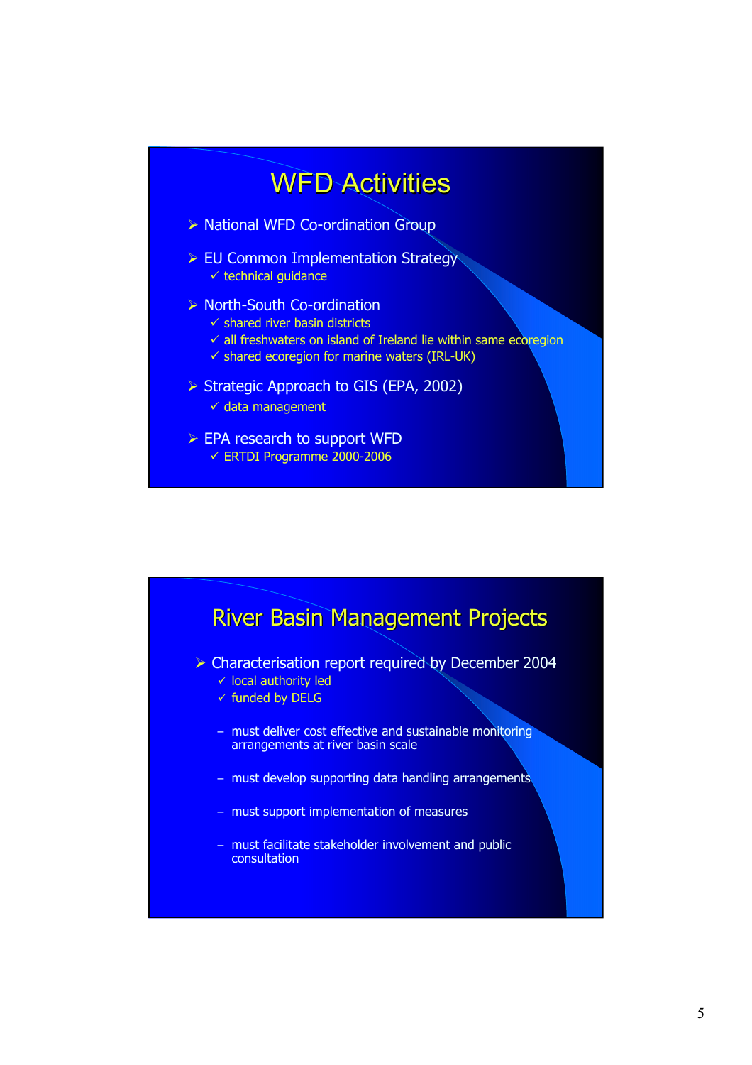## WFD Activities

- National WFD Co-ordination Group
- EU Common Implementation Strategy
  - ✓ technical guidance
- North-South Co-ordination
  - ✓ shared river basin districts
  - ✓ all freshwaters on island of Ireland lie within same ecoregion
  - ✓ shared ecoregion for marine waters (IRL-UK)
- Strategic Approach to GIS (EPA, 2002)
  - ✓ data management
- EPA research to support WFD
  - ✓ ERTDI Programme 2000-2006

## River Basin Management Projects

- Characterisation report required by December 2004
  - ✓ local authority led
  - ✓ funded by DELG
  - – must deliver cost effective and sustainable monitoring arrangements at river basin scale
  - – must develop supporting data handling arrangements
  - – must support implementation of measures
  - – must facilitate stakeholder involvement and public consultation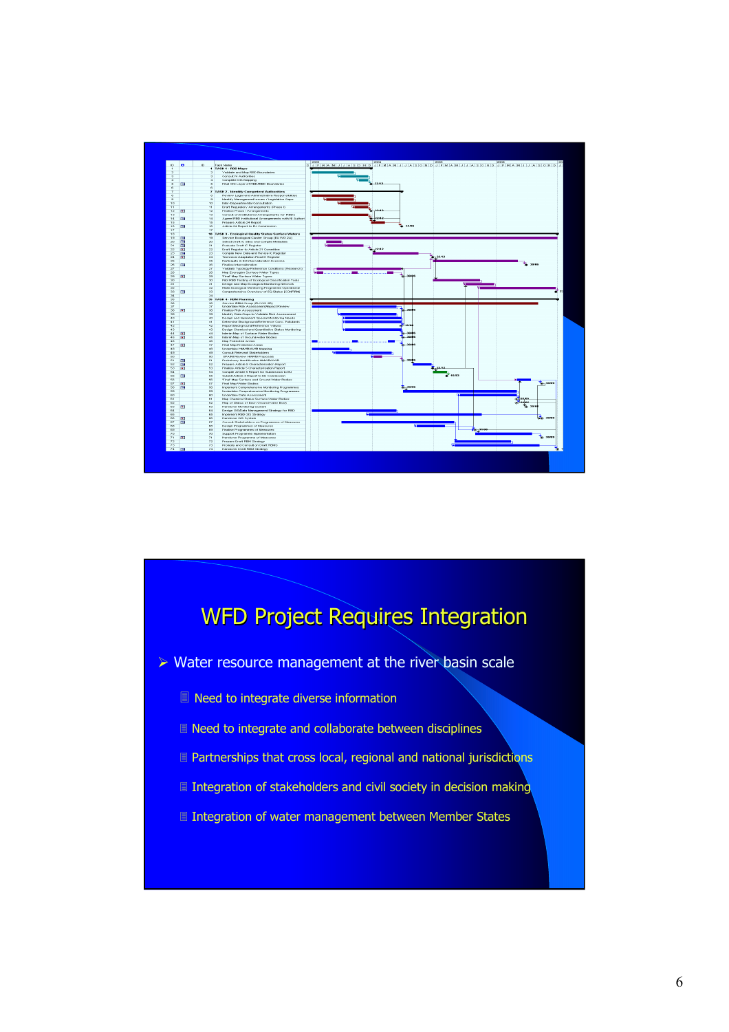# WFD Project Requires Integration

- Water resource management at the river basin scale
  - Need to integrate diverse information
  - Need to integrate and collaborate between disciplines
  - Partnerships that cross local, regional and national jurisdictions
  - Integration of stakeholders and civil society in decision making
  - Integration of water management between Member States